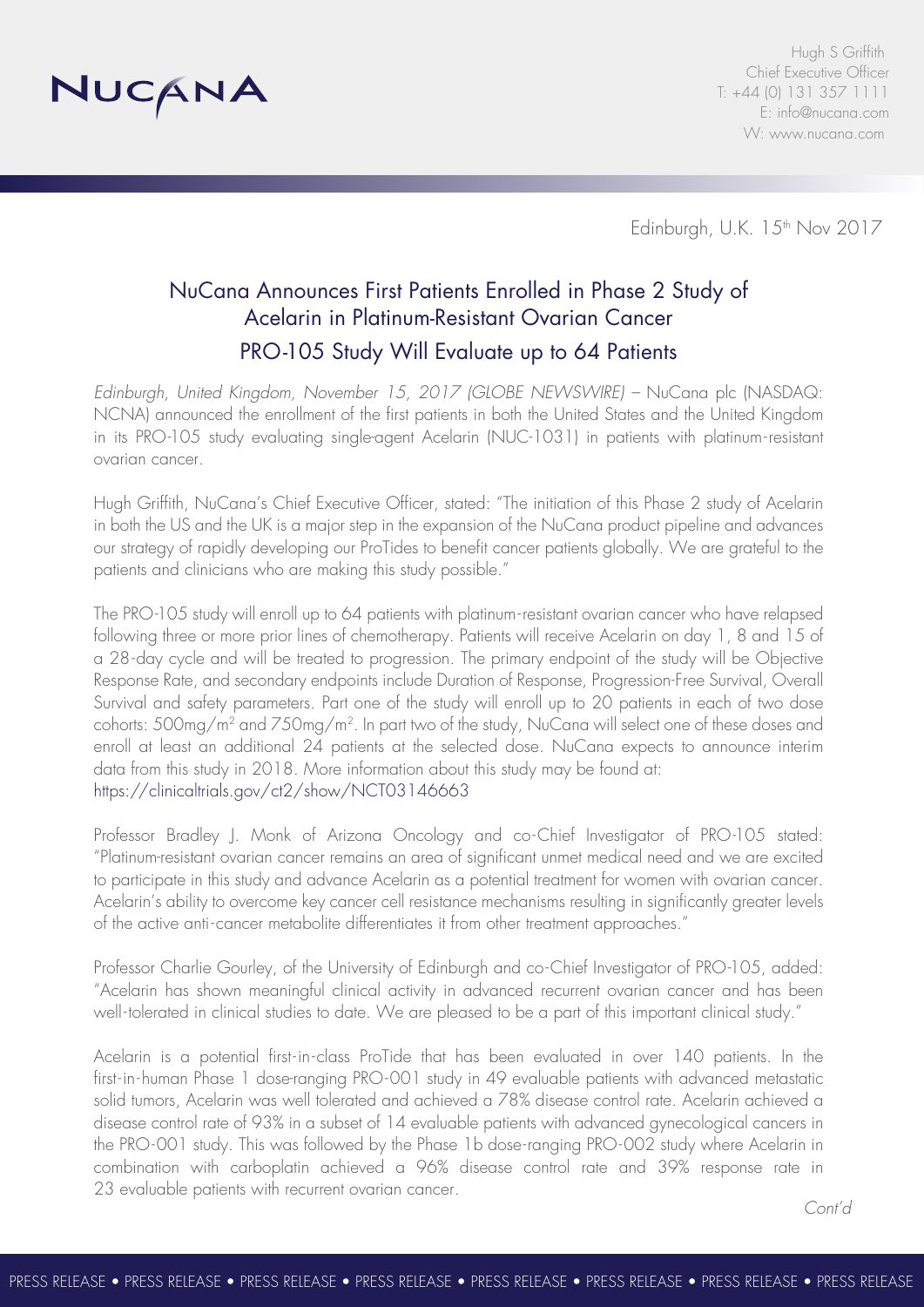NUCANA

Hugh S Griffith
Chief Executive Officer
T: +44 (0) 131 357 1111
E: info@nucana.com
W: www.nucana.com

Edinburgh, U.K. 15th Nov 2017

# NuCana Announces First Patients Enrolled in Phase 2 Study of Acelarin in Platinum-Resistant Ovarian Cancer

## PRO-105 Study Will Evaluate up to 64 Patients

*Edinburgh, United Kingdom, November 15, 2017 (GLOBE NEWSWIRE)* – NuCana plc (NASDAQ: NCNA) announced the enrollment of the first patients in both the United States and the United Kingdom in its PRO-105 study evaluating single-agent Acelarin (NUC-1031) in patients with platinum-resistant ovarian cancer.

Hugh Griffith, NuCana's Chief Executive Officer, stated: "The initiation of this Phase 2 study of Acelarin in both the US and the UK is a major step in the expansion of the NuCana product pipeline and advances our strategy of rapidly developing our ProTides to benefit cancer patients globally. We are grateful to the patients and clinicians who are making this study possible."

The PRO-105 study will enroll up to 64 patients with platinum-resistant ovarian cancer who have relapsed following three or more prior lines of chemotherapy. Patients will receive Acelarin on day 1, 8 and 15 of a 28-day cycle and will be treated to progression. The primary endpoint of the study will be Objective Response Rate, and secondary endpoints include Duration of Response, Progression-Free Survival, Overall Survival and safety parameters. Part one of the study will enroll up to 20 patients in each of two dose cohorts: $500mg/m^2$ and $750mg/m^2$. In part two of the study, NuCana will select one of these doses and enroll at least an additional 24 patients at the selected dose. NuCana expects to announce interim data from this study in 2018. More information about this study may be found at: https://clinicaltrials.gov/ct2/show/NCT03146663

Professor Bradley J. Monk of Arizona Oncology and co-Chief Investigator of PRO-105 stated: "Platinum-resistant ovarian cancer remains an area of significant unmet medical need and we are excited to participate in this study and advance Acelarin as a potential treatment for women with ovarian cancer. Acelarin's ability to overcome key cancer cell resistance mechanisms resulting in significantly greater levels of the active anti-cancer metabolite differentiates it from other treatment approaches."

Professor Charlie Gourley, of the University of Edinburgh and co-Chief Investigator of PRO-105, added: "Acelarin has shown meaningful clinical activity in advanced recurrent ovarian cancer and has been well-tolerated in clinical studies to date. We are pleased to be a part of this important clinical study."

Acelarin is a potential first-in-class ProTide that has been evaluated in over 140 patients. In the first-in-human Phase 1 dose-ranging PRO-001 study in 49 evaluable patients with advanced metastatic solid tumors, Acelarin was well tolerated and achieved a 78% disease control rate. Acelarin achieved a disease control rate of 93% in a subset of 14 evaluable patients with advanced gynecological cancers in the PRO-001 study. This was followed by the Phase 1b dose-ranging PRO-002 study where Acelarin in combination with carboplatin achieved a 96% disease control rate and 39% response rate in 23 evaluable patients with recurrent ovarian cancer.

*Cont'd*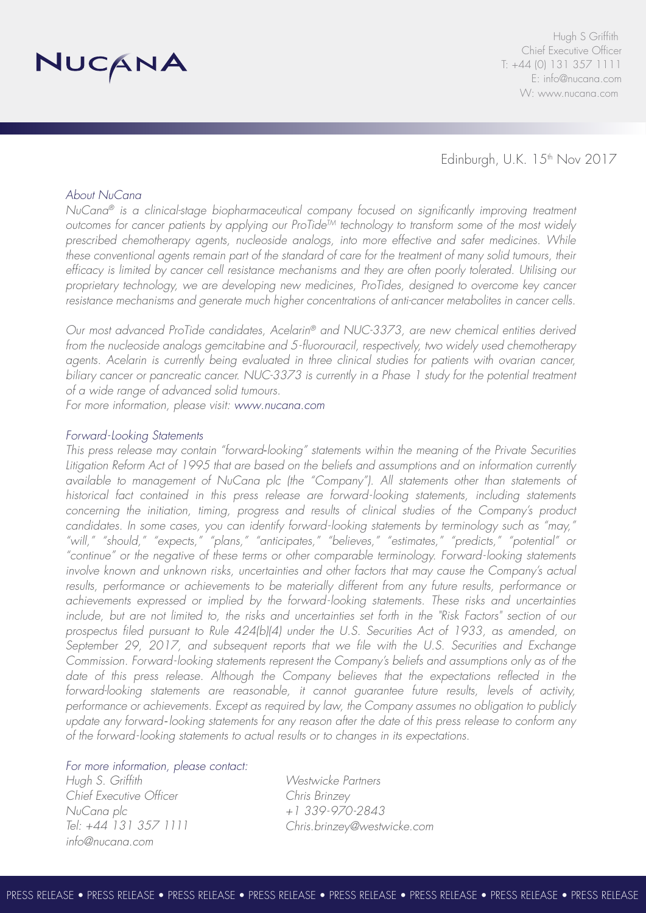Hugh S Griffith
Chief Executive Officer
T: +44 (0) 131 357 1111
E: info@nucana.com
W: www.nucana.com

Edinburgh, U.K. 15th Nov 2017

*About NuCana*

*NuCana® is a clinical-stage biopharmaceutical company focused on significantly improving treatment outcomes for cancer patients by applying our ProTide™ technology to transform some of the most widely prescribed chemotherapy agents, nucleoside analogs, into more effective and safer medicines. While these conventional agents remain part of the standard of care for the treatment of many solid tumours, their efficacy is limited by cancer cell resistance mechanisms and they are often poorly tolerated. Utilising our proprietary technology, we are developing new medicines, ProTides, designed to overcome key cancer resistance mechanisms and generate much higher concentrations of anti-cancer metabolites in cancer cells.*

*Our most advanced ProTide candidates, Acelarin® and NUC-3373, are new chemical entities derived from the nucleoside analogs gemcitabine and 5-fluorouracil, respectively, two widely used chemotherapy agents. Acelarin is currently being evaluated in three clinical studies for patients with ovarian cancer, biliary cancer or pancreatic cancer. NUC-3373 is currently in a Phase 1 study for the potential treatment of a wide range of advanced solid tumours.*

*For more information, please visit: www.nucana.com*

*Forward-Looking Statements*

*This press release may contain "forward-looking" statements within the meaning of the Private Securities Litigation Reform Act of 1995 that are based on the beliefs and assumptions and on information currently available to management of NuCana plc (the "Company"). All statements other than statements of historical fact contained in this press release are forward-looking statements, including statements concerning the initiation, timing, progress and results of clinical studies of the Company's product candidates. In some cases, you can identify forward-looking statements by terminology such as "may," "will," "should," "expects," "plans," "anticipates," "believes," "estimates," "predicts," "potential" or "continue" or the negative of these terms or other comparable terminology. Forward-looking statements involve known and unknown risks, uncertainties and other factors that may cause the Company's actual results, performance or achievements to be materially different from any future results, performance or achievements expressed or implied by the forward-looking statements. These risks and uncertainties include, but are not limited to, the risks and uncertainties set forth in the "Risk Factors" section of our prospectus filed pursuant to Rule 424(b)(4) under the U.S. Securities Act of 1933, as amended, on September 29, 2017, and subsequent reports that we file with the U.S. Securities and Exchange Commission. Forward-looking statements represent the Company's beliefs and assumptions only as of the date of this press release. Although the Company believes that the expectations reflected in the forward-looking statements are reasonable, it cannot guarantee future results, levels of activity, performance or achievements. Except as required by law, the Company assumes no obligation to publicly update any forward-looking statements for any reason after the date of this press release to conform any of the forward-looking statements to actual results or to changes in its expectations.*

*For more information, please contact:*

*Hugh S. Griffith*
*Chief Executive Officer*
*NuCana plc*
*Tel: +44 131 357 1111*
*info@nucana.com*

*Westwicke Partners*
*Chris Brinzey*
*+1 339-970-2843*
*Chris.brinzey@westwicke.com*